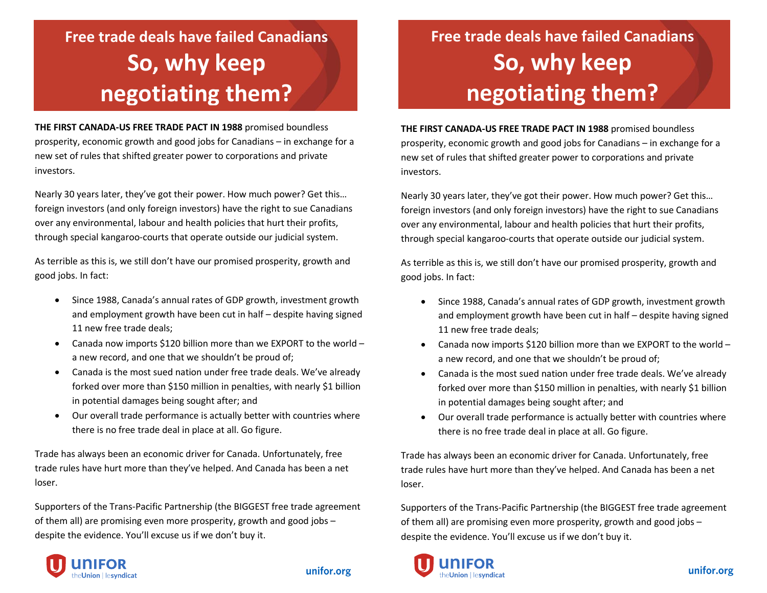# Free trade deals have failed Canadians
# So, why keep negotiating them?

**THE FIRST CANADA-US FREE TRADE PACT IN 1988** promised boundless prosperity, economic growth and good jobs for Canadians – in exchange for a new set of rules that shifted greater power to corporations and private investors.

Nearly 30 years later, they've got their power. How much power? Get this… foreign investors (and only foreign investors) have the right to sue Canadians over any environmental, labour and health policies that hurt their profits, through special kangaroo-courts that operate outside our judicial system.

As terrible as this is, we still don't have our promised prosperity, growth and good jobs. In fact:

- Since 1988, Canada's annual rates of GDP growth, investment growth and employment growth have been cut in half – despite having signed 11 new free trade deals;
- Canada now imports $120 billion more than we EXPORT to the world – a new record, and one that we shouldn't be proud of;
- Canada is the most sued nation under free trade deals. We've already forked over more than $150 million in penalties, with nearly $1 billion in potential damages being sought after; and
- Our overall trade performance is actually better with countries where there is no free trade deal in place at all. Go figure.

Trade has always been an economic driver for Canada. Unfortunately, free trade rules have hurt more than they've helped. And Canada has been a net loser.

Supporters of the Trans-Pacific Partnership (the BIGGEST free trade agreement of them all) are promising even more prosperity, growth and good jobs – despite the evidence. You'll excuse us if we don't buy it.

UNIFOR theUnion | lesyndicat

unifor.org

# Free trade deals have failed Canadians
# So, why keep negotiating them?

**THE FIRST CANADA-US FREE TRADE PACT IN 1988** promised boundless prosperity, economic growth and good jobs for Canadians – in exchange for a new set of rules that shifted greater power to corporations and private investors.

Nearly 30 years later, they've got their power. How much power? Get this… foreign investors (and only foreign investors) have the right to sue Canadians over any environmental, labour and health policies that hurt their profits, through special kangaroo-courts that operate outside our judicial system.

As terrible as this is, we still don't have our promised prosperity, growth and good jobs. In fact:

- Since 1988, Canada's annual rates of GDP growth, investment growth and employment growth have been cut in half – despite having signed 11 new free trade deals;
- Canada now imports $120 billion more than we EXPORT to the world – a new record, and one that we shouldn't be proud of;
- Canada is the most sued nation under free trade deals. We've already forked over more than $150 million in penalties, with nearly $1 billion in potential damages being sought after; and
- Our overall trade performance is actually better with countries where there is no free trade deal in place at all. Go figure.

Trade has always been an economic driver for Canada. Unfortunately, free trade rules have hurt more than they've helped. And Canada has been a net loser.

Supporters of the Trans-Pacific Partnership (the BIGGEST free trade agreement of them all) are promising even more prosperity, growth and good jobs – despite the evidence. You'll excuse us if we don't buy it.

UNIFOR theUnion | lesyndicat

unifor.org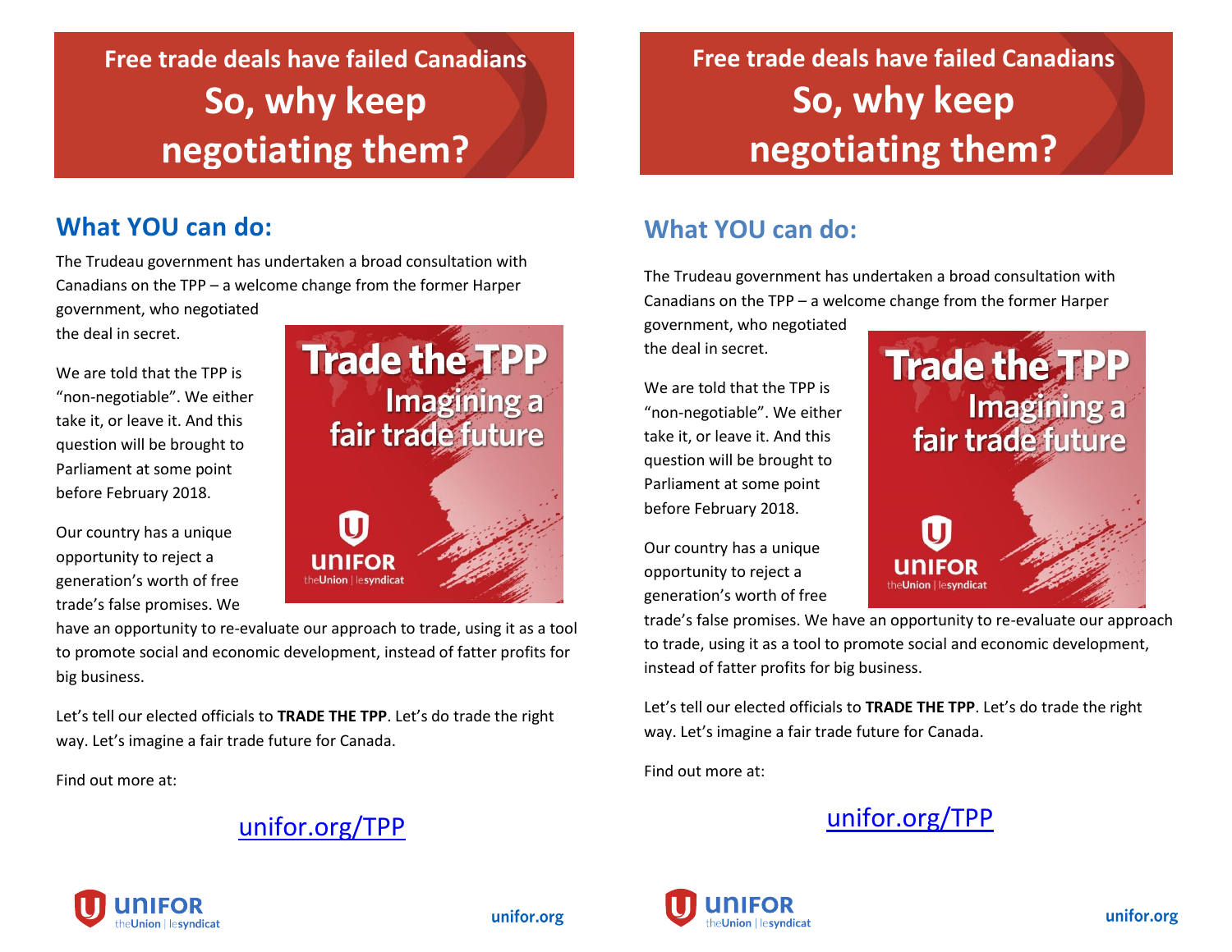# Free trade deals have failed Canadians

# So, why keep negotiating them?

## What YOU can do:

The Trudeau government has undertaken a broad consultation with Canadians on the TPP – a welcome change from the former Harper government, who negotiated the deal in secret.

We are told that the TPP is "non-negotiable". We either take it, or leave it. And this question will be brought to Parliament at some point before February 2018.

Trade the TPP
Imagining a fair trade future

UNIFOR
theUnion | lesyndicat

Our country has a unique opportunity to reject a generation's worth of free trade's false promises. We have an opportunity to re-evaluate our approach to trade, using it as a tool to promote social and economic development, instead of fatter profits for big business.

Let's tell our elected officials to **TRADE THE TPP**. Let's do trade the right way. Let's imagine a fair trade future for Canada.

Find out more at:

unifor.org/TPP

UNIFOR theUnion | lesyndicat

unifor.org

# Free trade deals have failed Canadians

# So, why keep negotiating them?

## What YOU can do:

The Trudeau government has undertaken a broad consultation with Canadians on the TPP – a welcome change from the former Harper government, who negotiated the deal in secret.

We are told that the TPP is "non-negotiable". We either take it, or leave it. And this question will be brought to Parliament at some point before February 2018.

Trade the TPP
Imagining a fair trade future

UNIFOR
theUnion | lesyndicat

Our country has a unique opportunity to reject a generation's worth of free trade's false promises. We have an opportunity to re-evaluate our approach to trade, using it as a tool to promote social and economic development, instead of fatter profits for big business.

Let's tell our elected officials to **TRADE THE TPP**. Let's do trade the right way. Let's imagine a fair trade future for Canada.

Find out more at:

unifor.org/TPP

UNIFOR theUnion | lesyndicat

unifor.org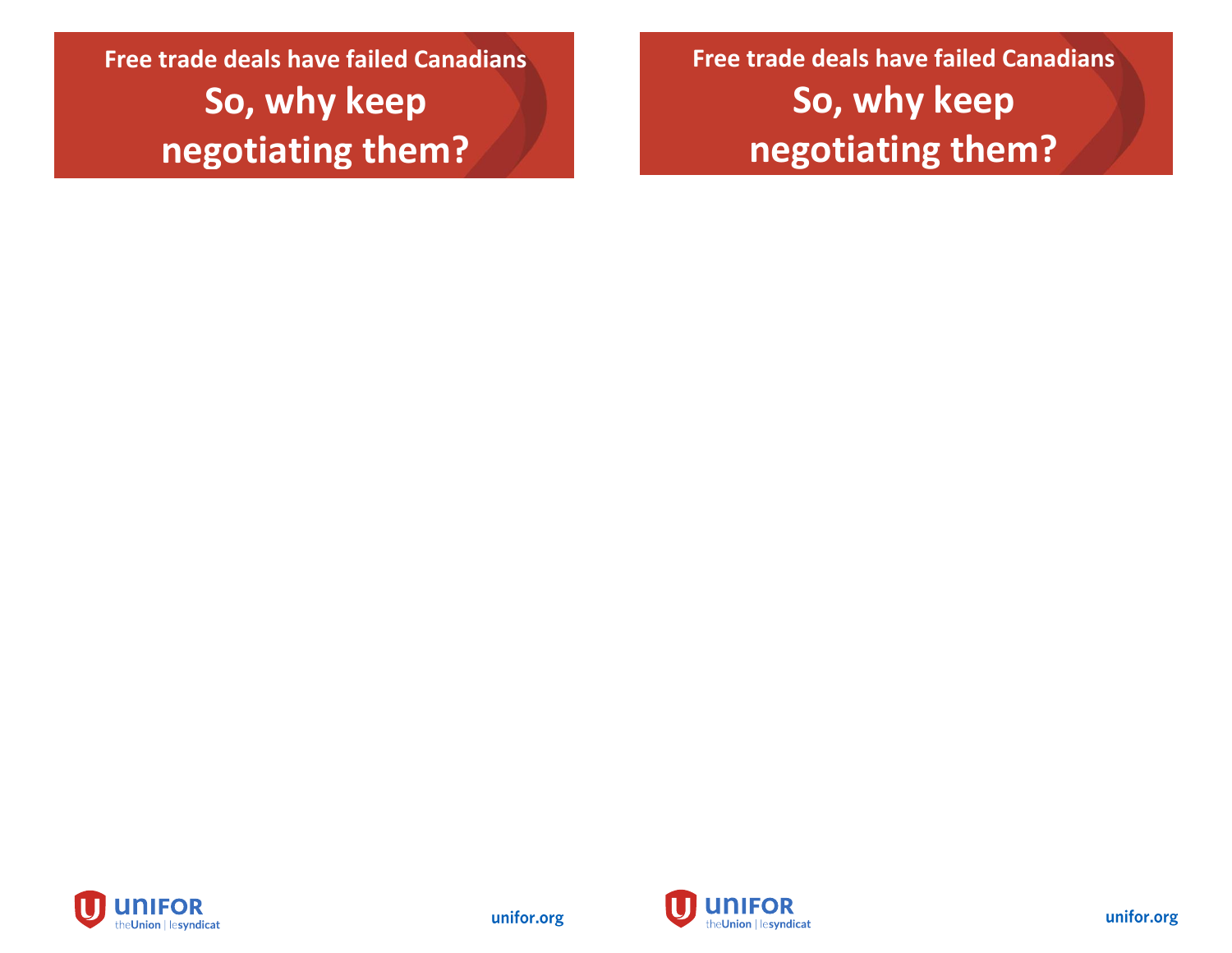Free trade deals have failed Canadians

# So, why keep negotiating them?

UNIFOR theUnion | lesyndicat

unifor.org

Free trade deals have failed Canadians

# So, why keep negotiating them?

UNIFOR theUnion | lesyndicat

unifor.org